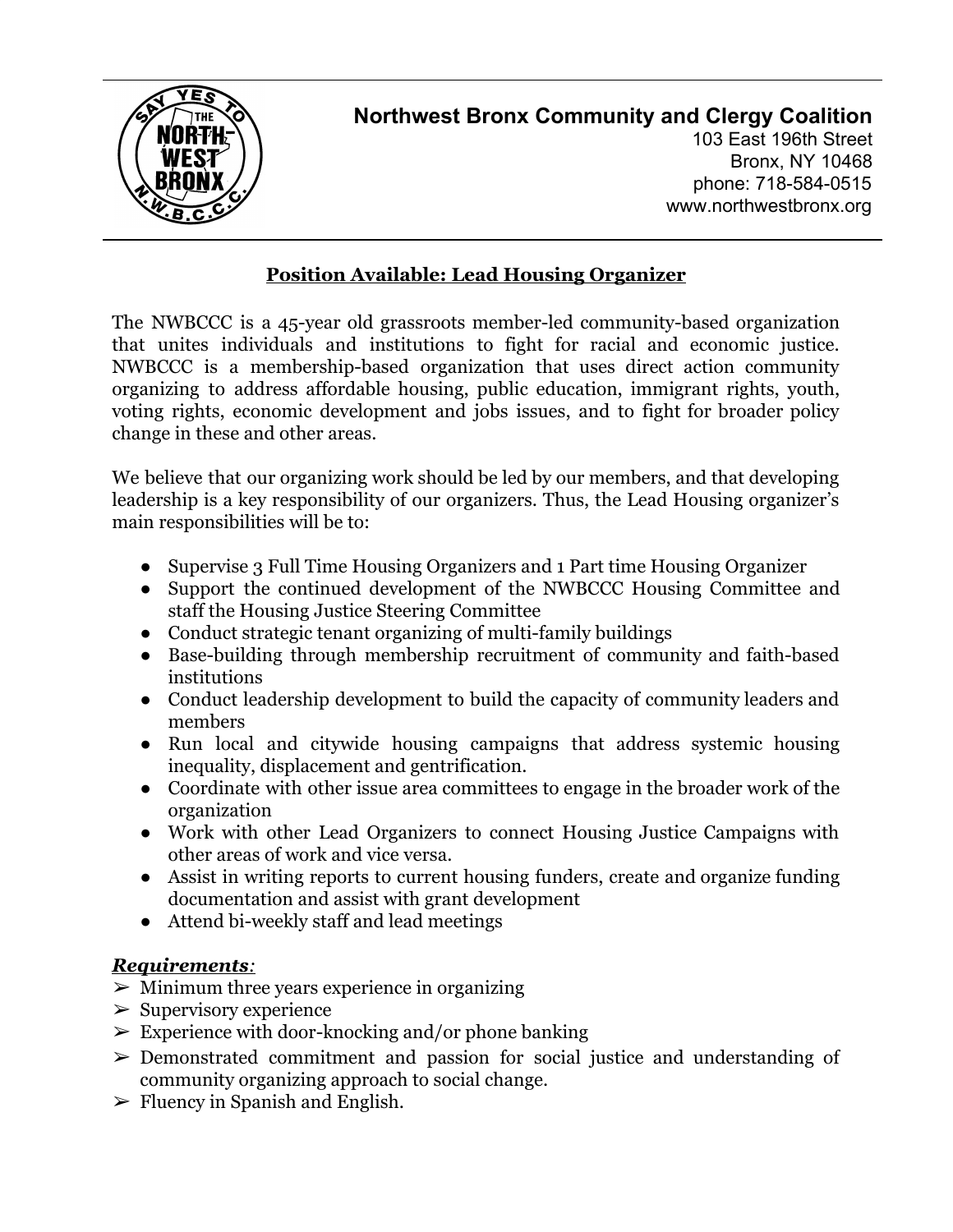# Northwest Bronx Community and Clergy Coalition

103 East 196th Street
Bronx, NY 10468
phone: 718-584-0515
www.northwestbronx.org

## Position Available: Lead Housing Organizer

The NWBCCC is a 45-year old grassroots member-led community-based organization that unites individuals and institutions to fight for racial and economic justice. NWBCCC is a membership-based organization that uses direct action community organizing to address affordable housing, public education, immigrant rights, youth, voting rights, economic development and jobs issues, and to fight for broader policy change in these and other areas.

We believe that our organizing work should be led by our members, and that developing leadership is a key responsibility of our organizers. Thus, the Lead Housing organizer's main responsibilities will be to:

- Supervise 3 Full Time Housing Organizers and 1 Part time Housing Organizer
- Support the continued development of the NWBCCC Housing Committee and staff the Housing Justice Steering Committee
- Conduct strategic tenant organizing of multi-family buildings
- Base-building through membership recruitment of community and faith-based institutions
- Conduct leadership development to build the capacity of community leaders and members
- Run local and citywide housing campaigns that address systemic housing inequality, displacement and gentrification.
- Coordinate with other issue area committees to engage in the broader work of the organization
- Work with other Lead Organizers to connect Housing Justice Campaigns with other areas of work and vice versa.
- Assist in writing reports to current housing funders, create and organize funding documentation and assist with grant development
- Attend bi-weekly staff and lead meetings

***Requirements**:*

- ➢ Minimum three years experience in organizing
- ➢ Supervisory experience
- ➢ Experience with door-knocking and/or phone banking
- ➢ Demonstrated commitment and passion for social justice and understanding of community organizing approach to social change.
- ➢ Fluency in Spanish and English.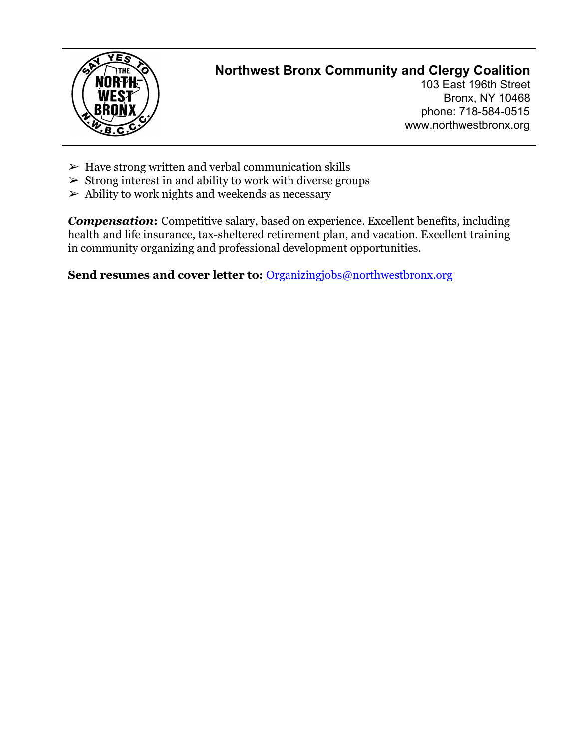**Northwest Bronx Community and Clergy Coalition**
103 East 196th Street
Bronx, NY 10468
phone: 718-584-0515
www.northwestbronx.org

- Have strong written and verbal communication skills
- Strong interest in and ability to work with diverse groups
- Ability to work nights and weekends as necessary

***Compensation*****:** Competitive salary, based on experience. Excellent benefits, including health and life insurance, tax-sheltered retirement plan, and vacation. Excellent training in community organizing and professional development opportunities.

**Send resumes and cover letter to:** Organizingjobs@northwestbronx.org